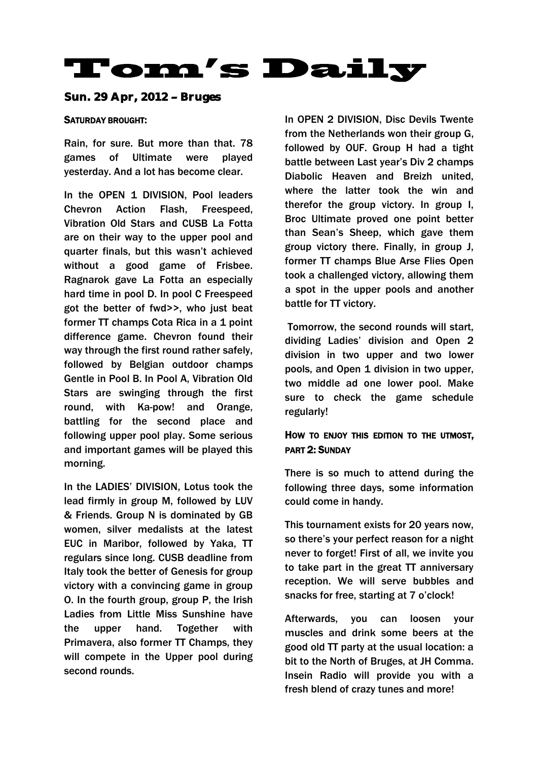# Tom's Daily

## Sun. 29 Apr, 2012 – Bruges

**SATURDAY BROUGHT:**

Rain, for sure. But more than that. 78 games of Ultimate were played yesterday. And a lot has become clear.

In the OPEN 1 DIVISION, Pool leaders Chevron Action Flash, Freespeed, Vibration Old Stars and CUSB La Fotta are on their way to the upper pool and quarter finals, but this wasn't achieved without a good game of Frisbee. Ragnarok gave La Fotta an especially hard time in pool D. In pool C Freespeed got the better of fwd>>, who just beat former TT champs Cota Rica in a 1 point difference game. Chevron found their way through the first round rather safely, followed by Belgian outdoor champs Gentle in Pool B. In Pool A, Vibration Old Stars are swinging through the first round, with Ka-pow! and Orange, battling for the second place and following upper pool play. Some serious and important games will be played this morning.

In the LADIES' DIVISION, Lotus took the lead firmly in group M, followed by LUV & Friends. Group N is dominated by GB women, silver medalists at the latest EUC in Maribor, followed by Yaka, TT regulars since long. CUSB deadline from Italy took the better of Genesis for group victory with a convincing game in group O. In the fourth group, group P, the Irish Ladies from Little Miss Sunshine have the upper hand. Together with Primavera, also former TT Champs, they will compete in the Upper pool during second rounds.

In OPEN 2 DIVISION, Disc Devils Twente from the Netherlands won their group G, followed by OUF. Group H had a tight battle between Last year's Div 2 champs Diabolic Heaven and Breizh united, where the latter took the win and therefor the group victory. In group I, Broc Ultimate proved one point better than Sean's Sheep, which gave them group victory there. Finally, in group J, former TT champs Blue Arse Flies Open took a challenged victory, allowing them a spot in the upper pools and another battle for TT victory.

Tomorrow, the second rounds will start, dividing Ladies' division and Open 2 division in two upper and two lower pools, and Open 1 division in two upper, two middle ad one lower pool. Make sure to check the game schedule regularly!

**HOW TO ENJOY THIS EDITION TO THE UTMOST, PART 2: SUNDAY**

There is so much to attend during the following three days, some information could come in handy.

This tournament exists for 20 years now, so there's your perfect reason for a night never to forget! First of all, we invite you to take part in the great TT anniversary reception. We will serve bubbles and snacks for free, starting at 7 o'clock!

Afterwards, you can loosen your muscles and drink some beers at the good old TT party at the usual location: a bit to the North of Bruges, at JH Comma. Insein Radio will provide you with a fresh blend of crazy tunes and more!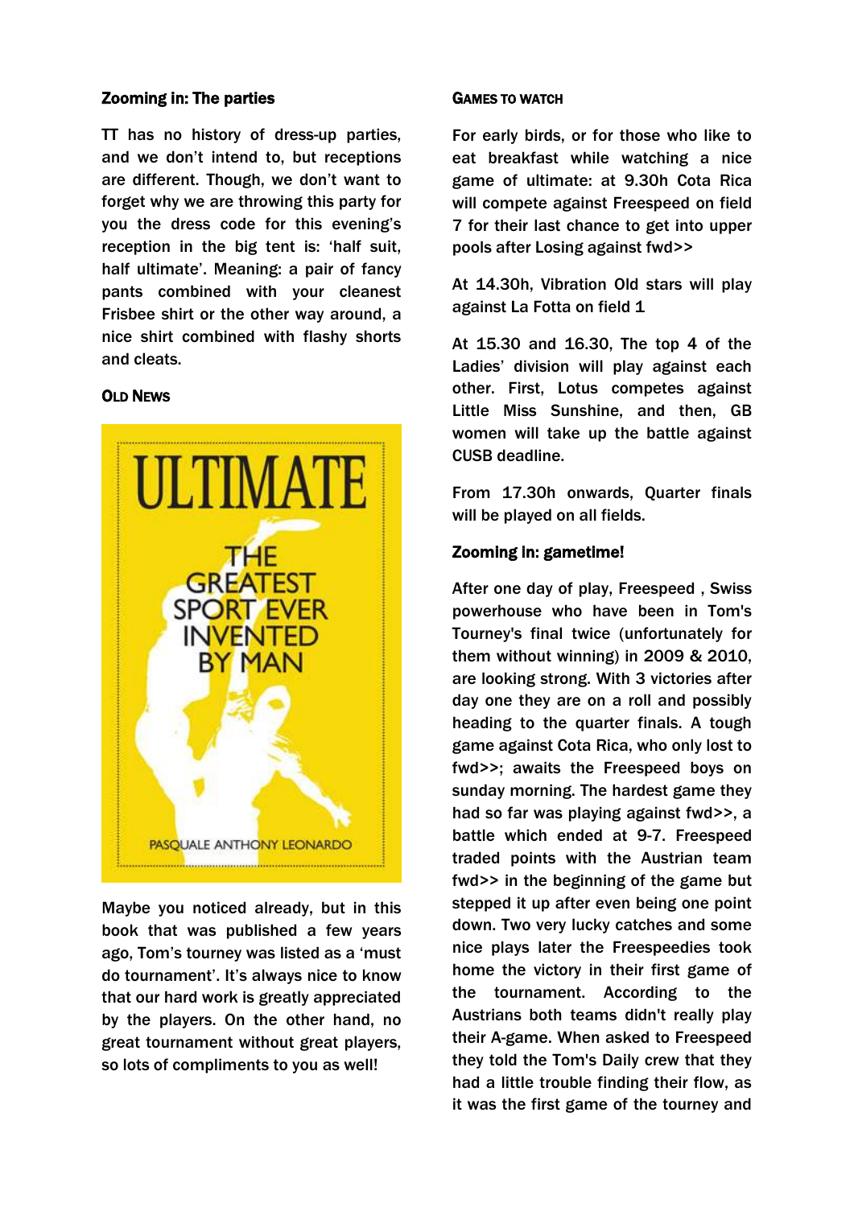### Zooming in: The parties

TT has no history of dress-up parties, and we don't intend to, but receptions are different. Though, we don't want to forget why we are throwing this party for you the dress code for this evening's reception in the big tent is: 'half suit, half ultimate'. Meaning: a pair of fancy pants combined with your cleanest Frisbee shirt or the other way around, a nice shirt combined with flashy shorts and cleats.

### OLD NEWS

Maybe you noticed already, but in this book that was published a few years ago, Tom's tourney was listed as a 'must do tournament'. It's always nice to know that our hard work is greatly appreciated by the players. On the other hand, no great tournament without great players, so lots of compliments to you as well!

### GAMES TO WATCH

For early birds, or for those who like to eat breakfast while watching a nice game of ultimate: at 9.30h Cota Rica will compete against Freespeed on field 7 for their last chance to get into upper pools after Losing against fwd>>

At 14.30h, Vibration Old stars will play against La Fotta on field 1

At 15.30 and 16.30, The top 4 of the Ladies' division will play against each other. First, Lotus competes against Little Miss Sunshine, and then, GB women will take up the battle against CUSB deadline.

From 17.30h onwards, Quarter finals will be played on all fields.

### Zooming in: gametime!

After one day of play, Freespeed , Swiss powerhouse who have been in Tom's Tourney's final twice (unfortunately for them without winning) in 2009 & 2010, are looking strong. With 3 victories after day one they are on a roll and possibly heading to the quarter finals. A tough game against Cota Rica, who only lost to fwd>>; awaits the Freespeed boys on sunday morning. The hardest game they had so far was playing against fwd>>, a battle which ended at 9-7. Freespeed traded points with the Austrian team fwd>> in the beginning of the game but stepped it up after even being one point down. Two very lucky catches and some nice plays later the Freespeedies took home the victory in their first game of the tournament. According to the Austrians both teams didn't really play their A-game. When asked to Freespeed they told the Tom's Daily crew that they had a little trouble finding their flow, as it was the first game of the tourney and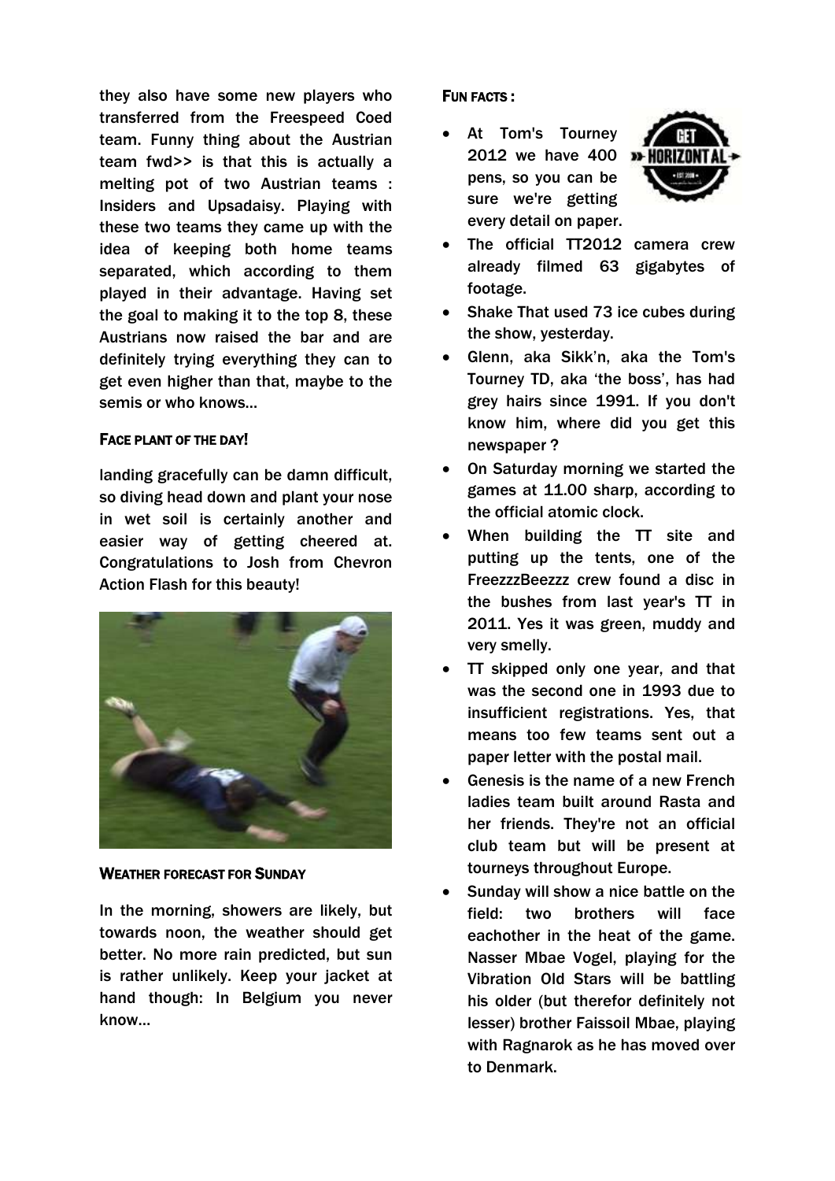they also have some new players who transferred from the Freespeed Coed team. Funny thing about the Austrian team fwd>> is that this is actually a melting pot of two Austrian teams : Insiders and Upsadaisy. Playing with these two teams they came up with the idea of keeping both home teams separated, which according to them played in their advantage. Having set the goal to making it to the top 8, these Austrians now raised the bar and are definitely trying everything they can to get even higher than that, maybe to the semis or who knows...

### FACE PLANT OF THE DAY!

landing gracefully can be damn difficult, so diving head down and plant your nose in wet soil is certainly another and easier way of getting cheered at. Congratulations to Josh from Chevron Action Flash for this beauty!

### WEATHER FORECAST FOR SUNDAY

In the morning, showers are likely, but towards noon, the weather should get better. No more rain predicted, but sun is rather unlikely. Keep your jacket at hand though: In Belgium you never know...

### FUN FACTS :

- At Tom's Tourney 2012 we have 400 pens, so you can be sure we're getting every detail on paper.
- The official TT2012 camera crew already filmed 63 gigabytes of footage.
- Shake That used 73 ice cubes during the show, yesterday.
- Glenn, aka Sikk'n, aka the Tom's Tourney TD, aka 'the boss', has had grey hairs since 1991. If you don't know him, where did you get this newspaper ?
- On Saturday morning we started the games at 11.00 sharp, according to the official atomic clock.
- When building the TT site and putting up the tents, one of the FreezzzBeezzz crew found a disc in the bushes from last year's TT in 2011. Yes it was green, muddy and very smelly.
- TT skipped only one year, and that was the second one in 1993 due to insufficient registrations. Yes, that means too few teams sent out a paper letter with the postal mail.
- Genesis is the name of a new French ladies team built around Rasta and her friends. They're not an official club team but will be present at tourneys throughout Europe.
- Sunday will show a nice battle on the field: two brothers will face eachother in the heat of the game. Nasser Mbae Vogel, playing for the Vibration Old Stars will be battling his older (but therefor definitely not lesser) brother Faissoil Mbae, playing with Ragnarok as he has moved over to Denmark.